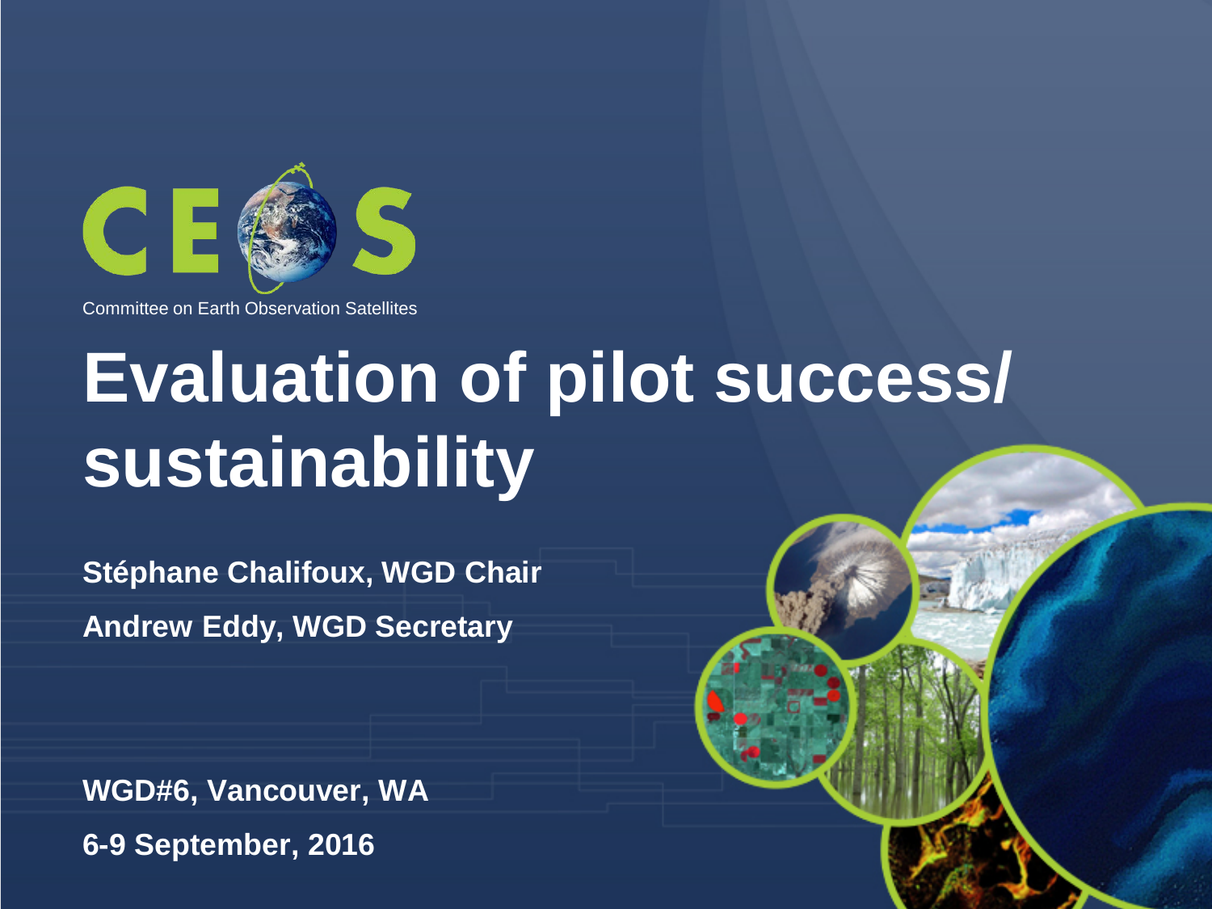Committee on Earth Observation Satellites

# Evaluation of pilot success/ sustainability

**Stéphane Chalifoux, WGD Chair**

**Andrew Eddy, WGD Secretary**

**WGD#6, Vancouver, WA**

**6-9 September, 2016**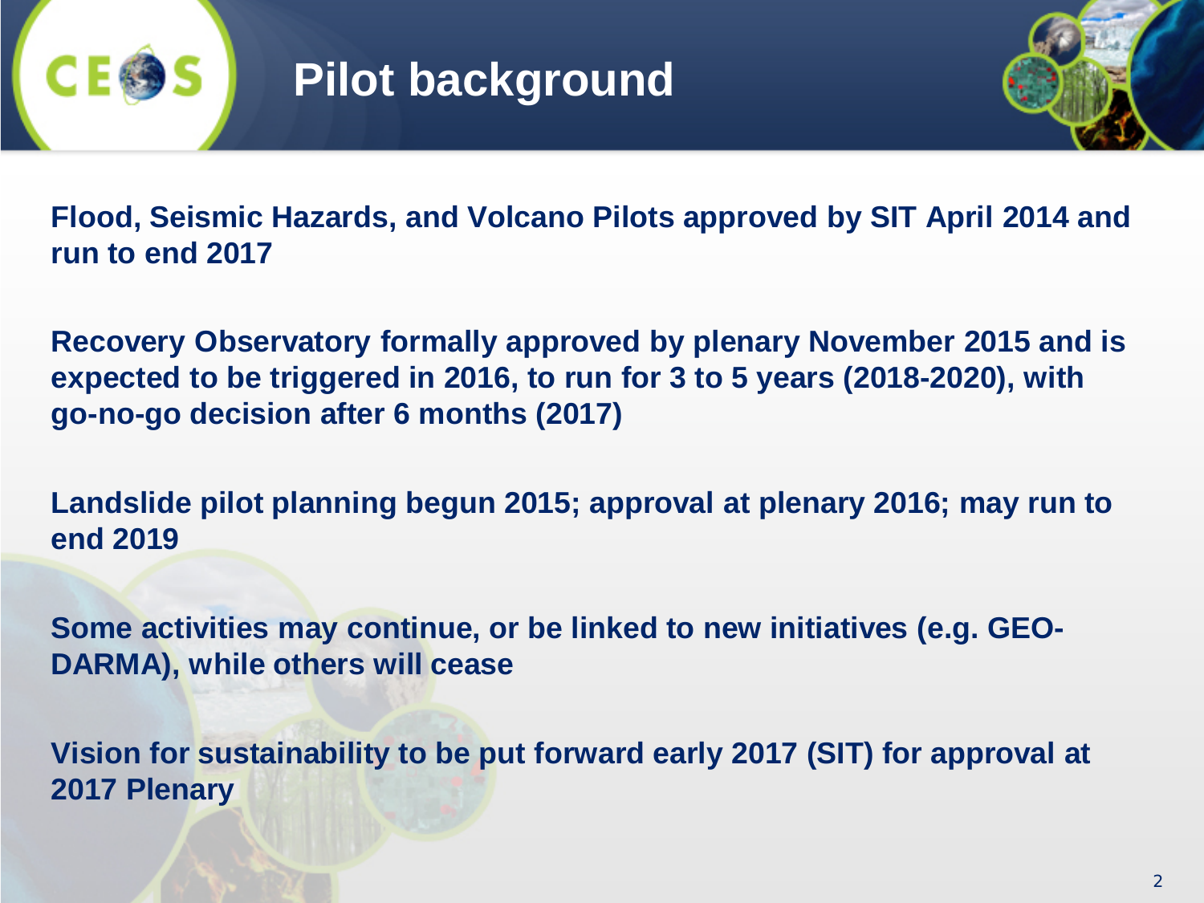# Pilot background

Flood, Seismic Hazards, and Volcano Pilots approved by SIT April 2014 and run to end 2017

Recovery Observatory formally approved by plenary November 2015 and is expected to be triggered in 2016, to run for 3 to 5 years (2018-2020), with go-no-go decision after 6 months (2017)

Landslide pilot planning begun 2015; approval at plenary 2016; may run to end 2019

Some activities may continue, or be linked to new initiatives (e.g. GEO-DARMA), while others will cease

Vision for sustainability to be put forward early 2017 (SIT) for approval at 2017 Plenary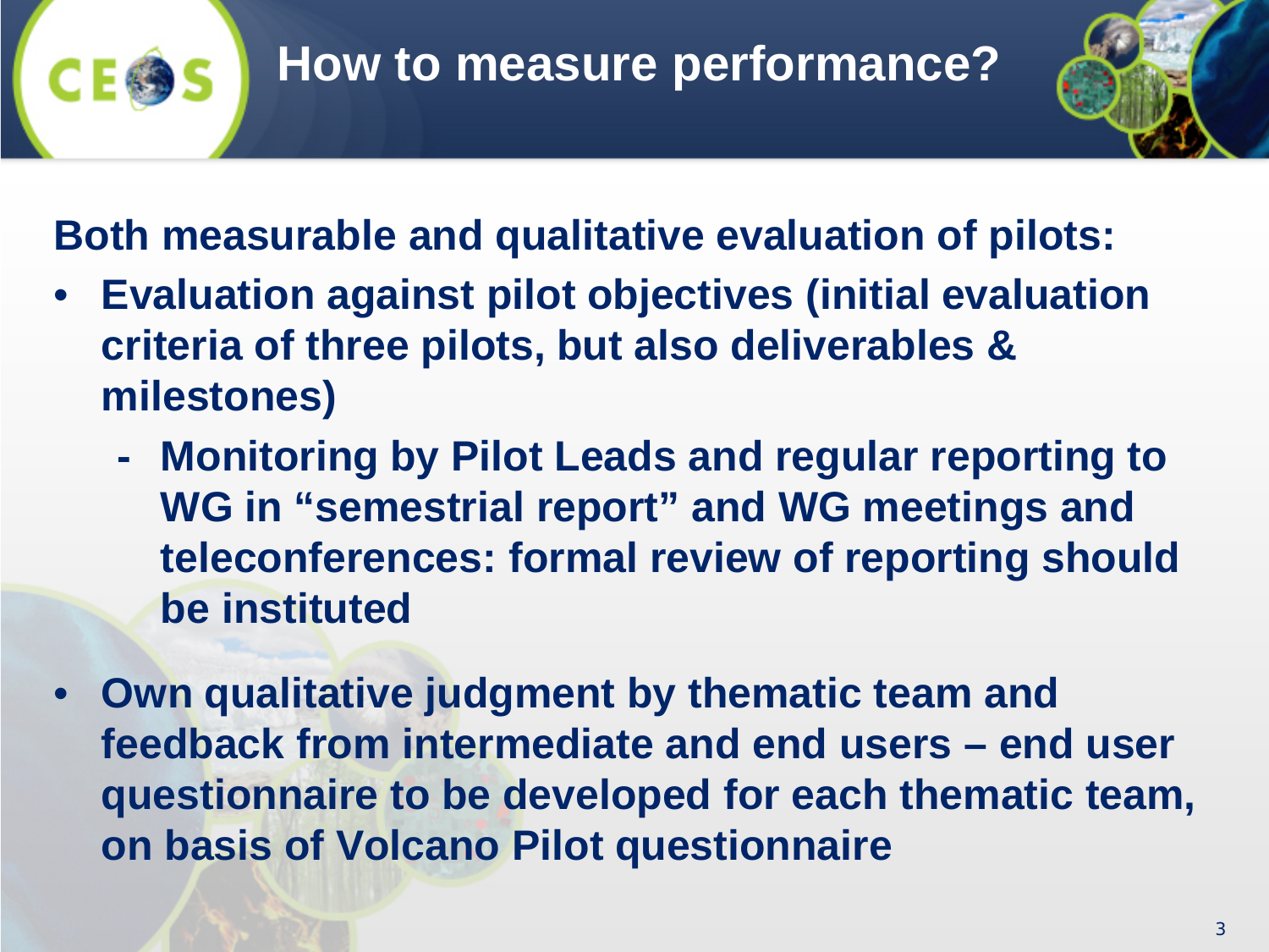# How to measure performance?

**Both measurable and qualitative evaluation of pilots:**

- **Evaluation against pilot objectives (initial evaluation criteria of three pilots, but also deliverables & milestones)**
  - **Monitoring by Pilot Leads and regular reporting to WG in "semestrial report" and WG meetings and teleconferences: formal review of reporting should be instituted**
- **Own qualitative judgment by thematic team and feedback from intermediate and end users – end user questionnaire to be developed for each thematic team, on basis of Volcano Pilot questionnaire**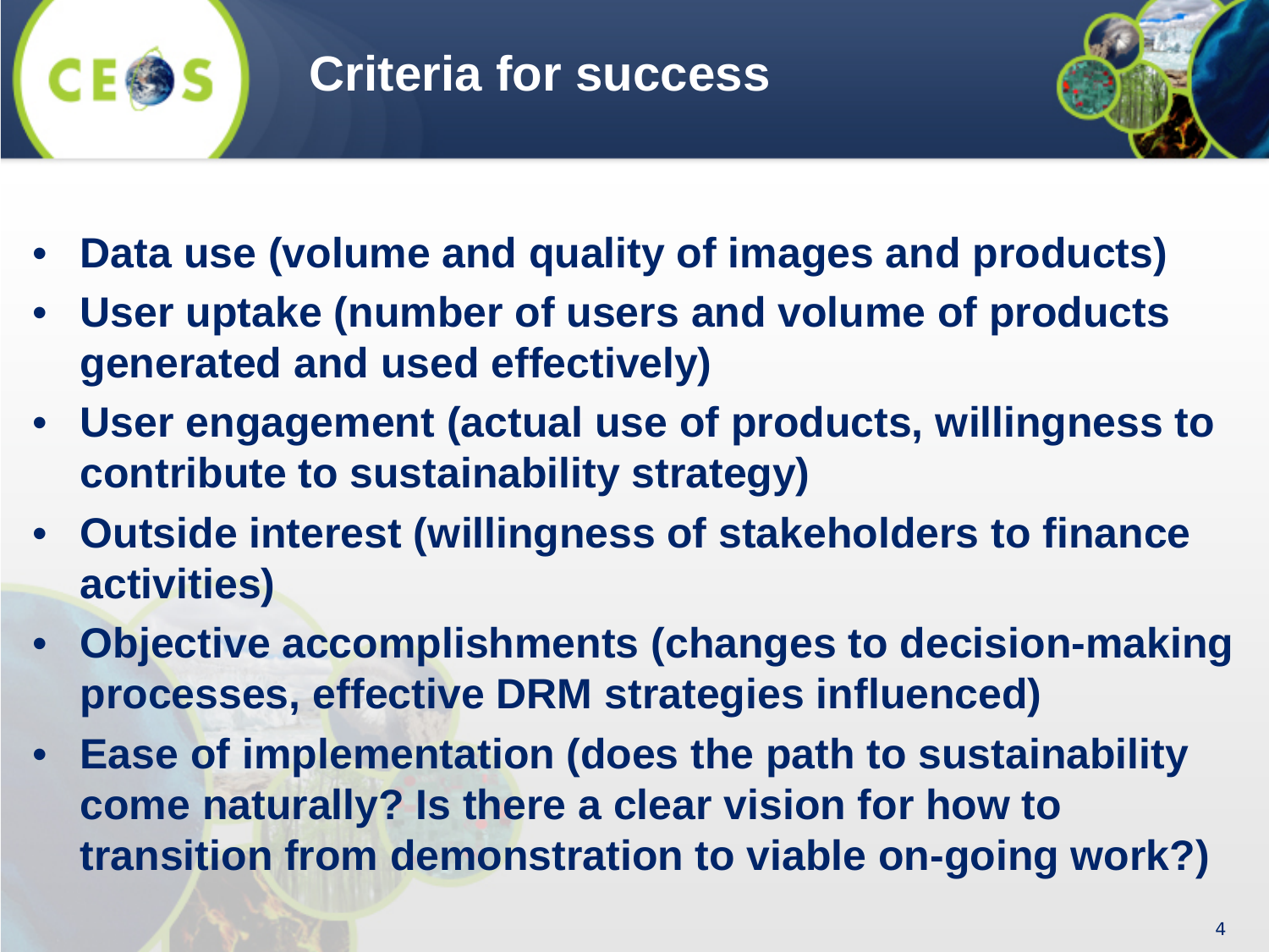# Criteria for success

- Data use (volume and quality of images and products)
- User uptake (number of users and volume of products generated and used effectively)
- User engagement (actual use of products, willingness to contribute to sustainability strategy)
- Outside interest (willingness of stakeholders to finance activities)
- Objective accomplishments (changes to decision-making processes, effective DRM strategies influenced)
- Ease of implementation (does the path to sustainability come naturally? Is there a clear vision for how to transition from demonstration to viable on-going work?)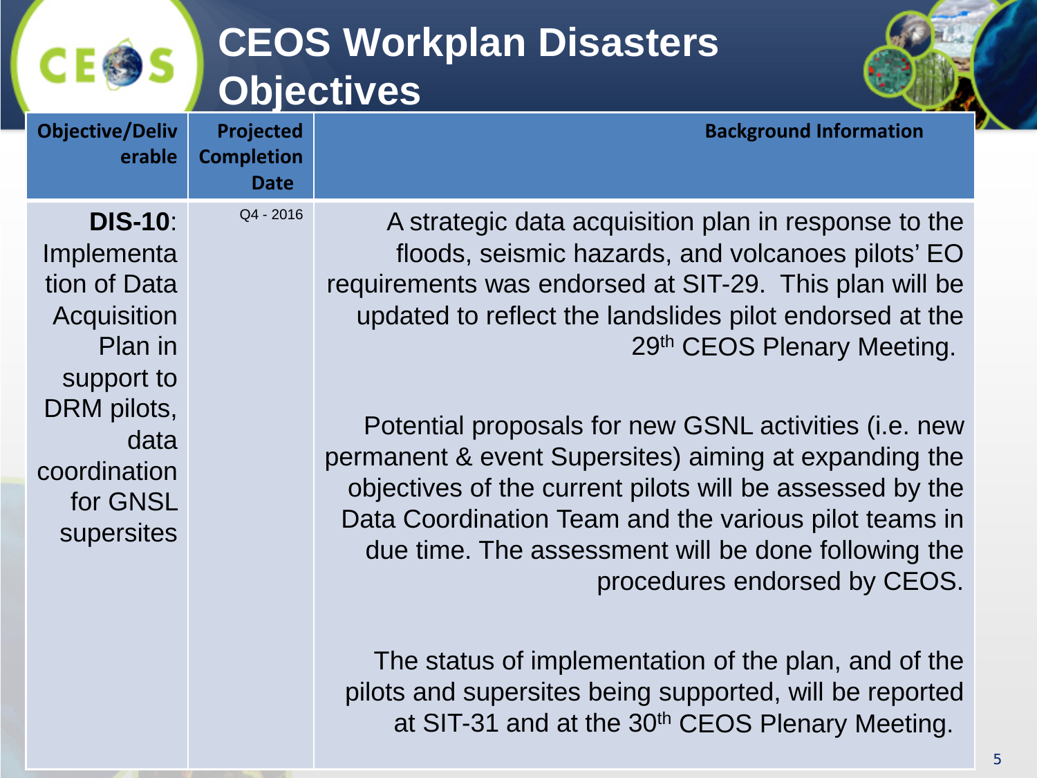# CEOS Workplan Disasters Objectives

| Objective/Deliverable | Projected Completion Date | Background Information |
| --- | --- | --- |
| **DIS-10**: Implementation of Data Acquisition Plan in support to DRM pilots, data coordination for GNSL supersites | Q4 - 2016 | A strategic data acquisition plan in response to the floods, seismic hazards, and volcanoes pilots' EO requirements was endorsed at SIT-29. This plan will be updated to reflect the landslides pilot endorsed at the 29th CEOS Plenary Meeting.<br><br>Potential proposals for new GSNL activities (i.e. new permanent & event Supersites) aiming at expanding the objectives of the current pilots will be assessed by the Data Coordination Team and the various pilot teams in due time. The assessment will be done following the procedures endorsed by CEOS.<br><br>The status of implementation of the plan, and of the pilots and supersites being supported, will be reported at SIT-31 and at the 30th CEOS Plenary Meeting. |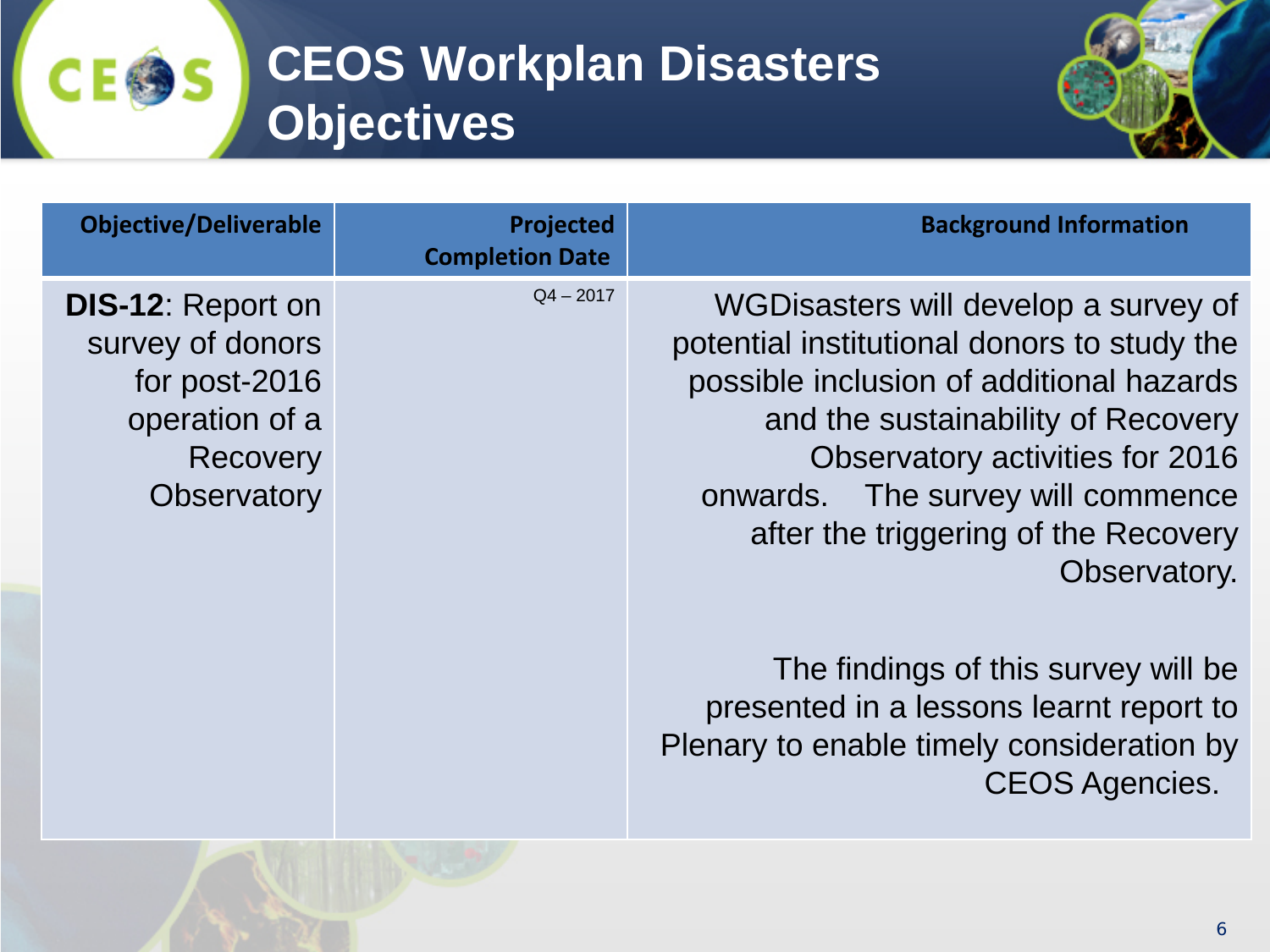# CEOS Workplan Disasters Objectives

| Objective/Deliverable | Projected Completion Date | Background Information |
| --- | --- | --- |
| **DIS-12**: Report on survey of donors for post-2016 operation of a Recovery Observatory | Q4 – 2017 | WGDisasters will develop a survey of potential institutional donors to study the possible inclusion of additional hazards and the sustainability of Recovery Observatory activities for 2016 onwards. The survey will commence after the triggering of the Recovery Observatory.<br><br>The findings of this survey will be presented in a lessons learnt report to Plenary to enable timely consideration by CEOS Agencies. |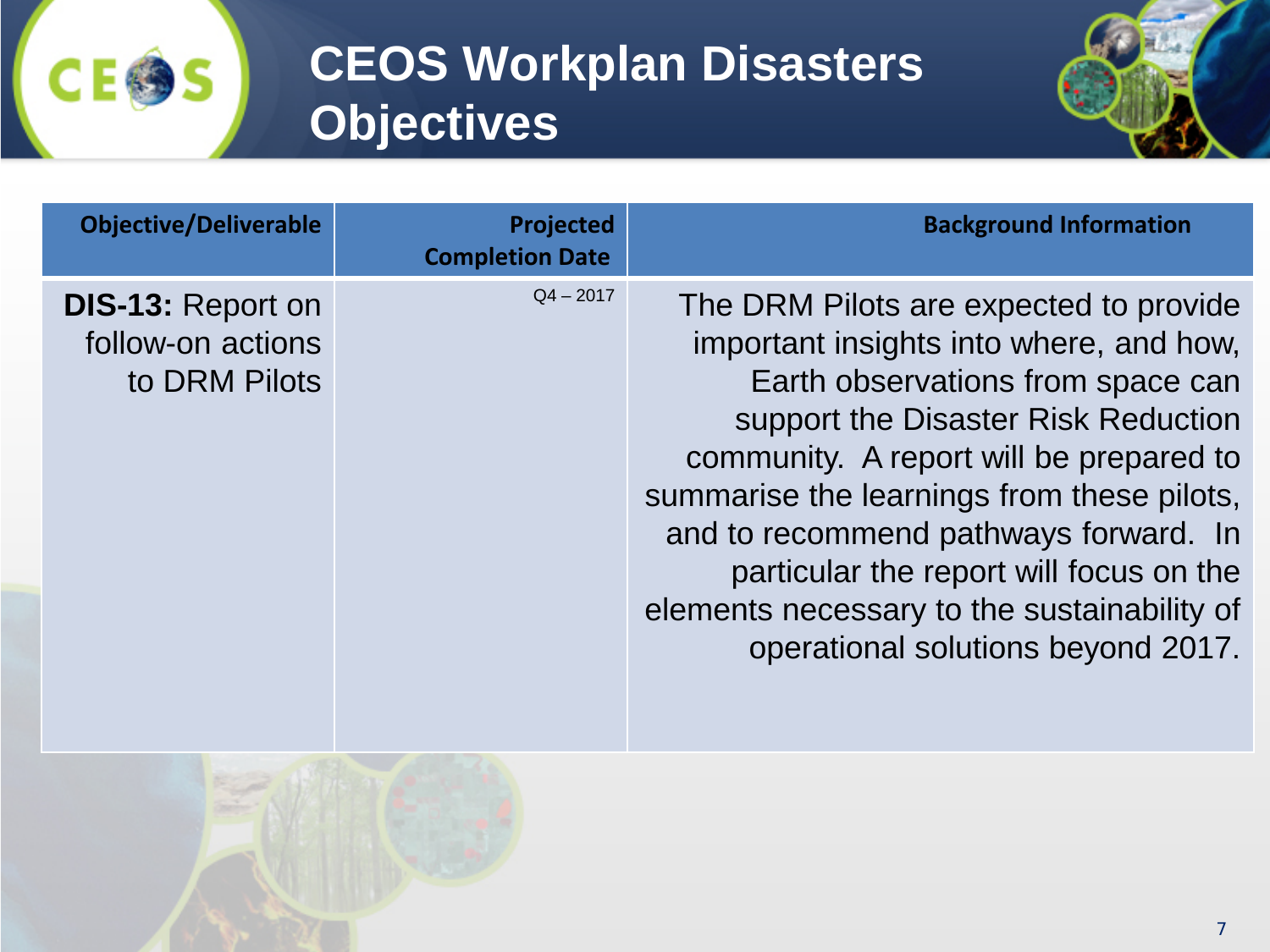# CEOS Workplan Disasters Objectives

| Objective/Deliverable | Projected Completion Date | Background Information |
|---|---|---|
| **DIS-13:** Report on follow-on actions to DRM Pilots | Q4 – 2017 | The DRM Pilots are expected to provide important insights into where, and how, Earth observations from space can support the Disaster Risk Reduction community. A report will be prepared to summarise the learnings from these pilots, and to recommend pathways forward. In particular the report will focus on the elements necessary to the sustainability of operational solutions beyond 2017. |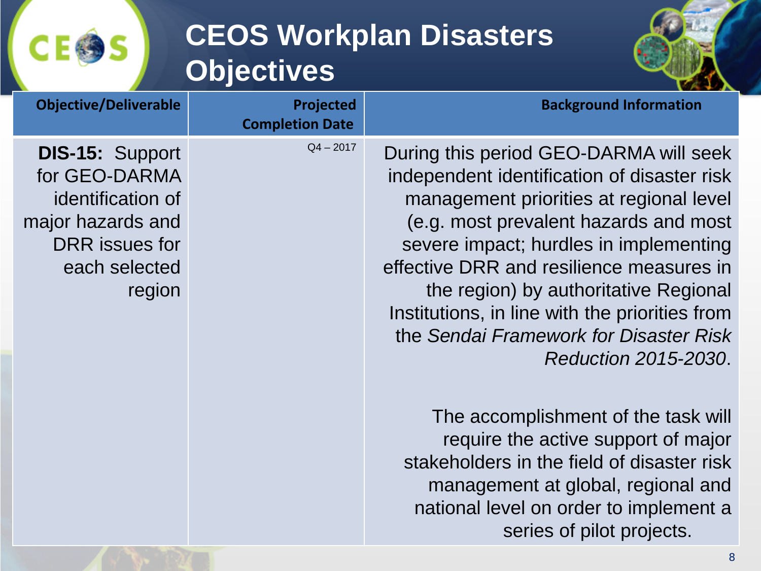# CEOS Workplan Disasters Objectives

| Objective/Deliverable | Projected Completion Date | Background Information |
|---|---|---|
| **DIS-15:** Support for GEO-DARMA identification of major hazards and DRR issues for each selected region | Q4 – 2017 | During this period GEO-DARMA will seek independent identification of disaster risk management priorities at regional level (e.g. most prevalent hazards and most severe impact; hurdles in implementing effective DRR and resilience measures in the region) by authoritative Regional Institutions, in line with the priorities from the *Sendai Framework for Disaster Risk Reduction 2015-2030*.<br><br>The accomplishment of the task will require the active support of major stakeholders in the field of disaster risk management at global, regional and national level on order to implement a series of pilot projects. |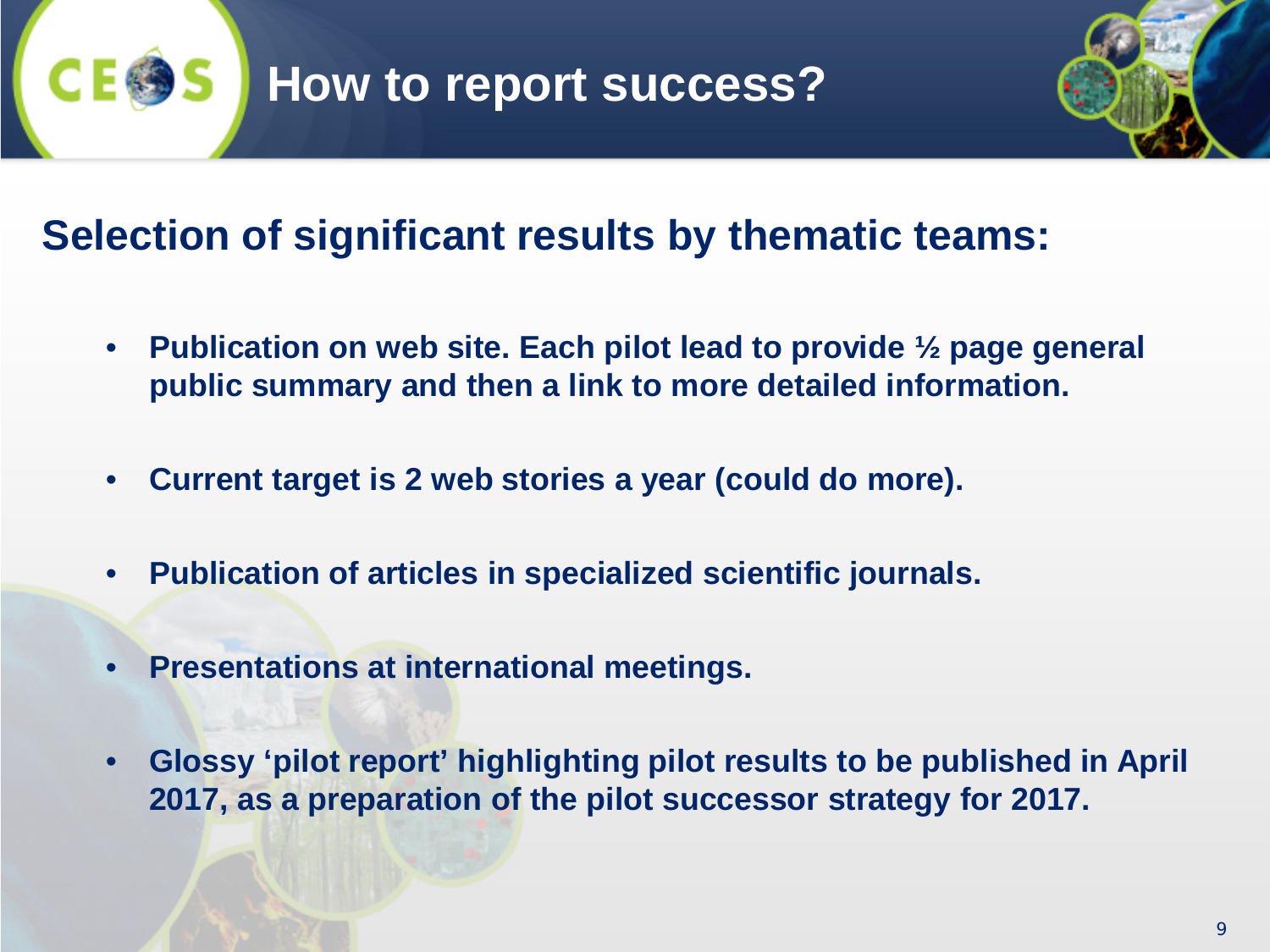# How to report success?

## Selection of significant results by thematic teams:

- **Publication on web site. Each pilot lead to provide ½ page general public summary and then a link to more detailed information.**
- **Current target is 2 web stories a year (could do more).**
- **Publication of articles in specialized scientific journals.**
- **Presentations at international meetings.**
- **Glossy ‘pilot report’ highlighting pilot results to be published in April 2017, as a preparation of the pilot successor strategy for 2017.**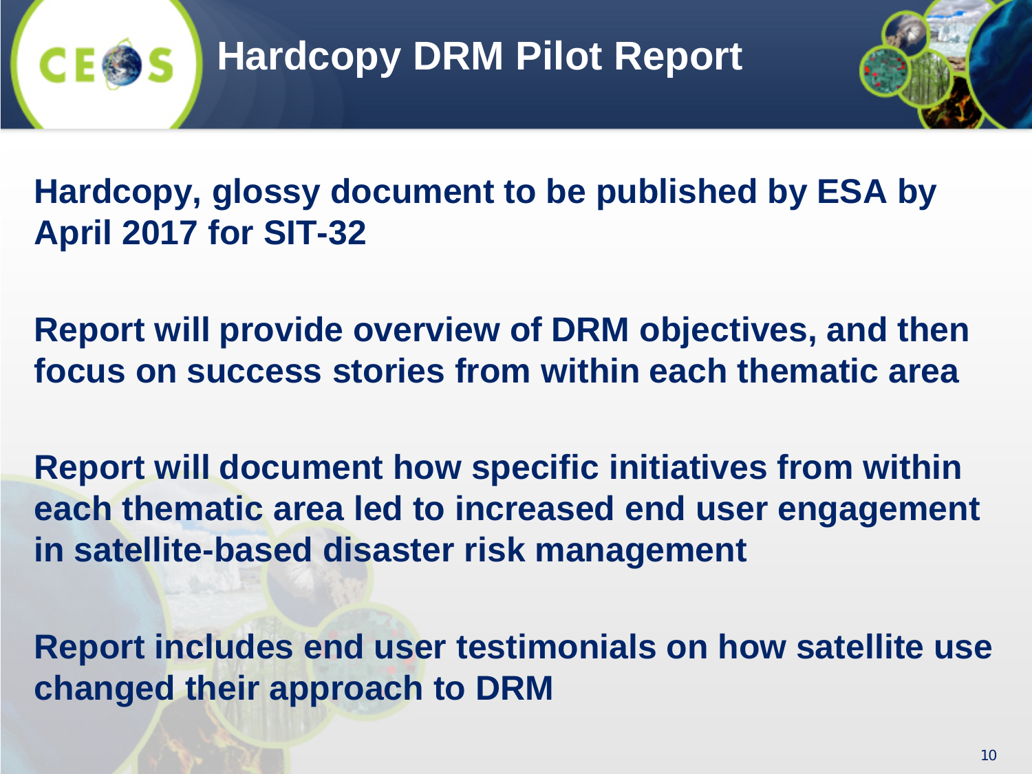# Hardcopy DRM Pilot Report

**Hardcopy, glossy document to be published by ESA by April 2017 for SIT-32**

**Report will provide overview of DRM objectives, and then focus on success stories from within each thematic area**

**Report will document how specific initiatives from within each thematic area led to increased end user engagement in satellite-based disaster risk management**

**Report includes end user testimonials on how satellite use changed their approach to DRM**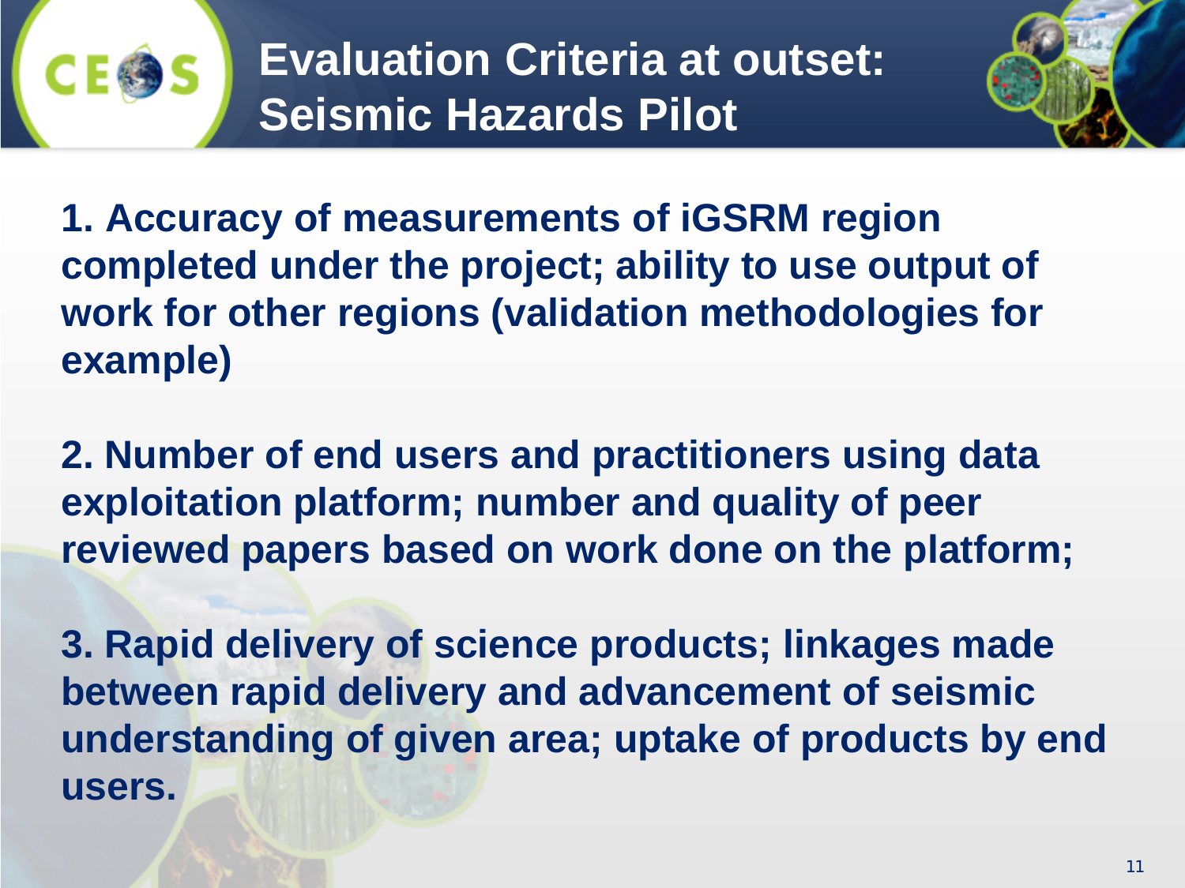# Evaluation Criteria at outset: Seismic Hazards Pilot

**1. Accuracy of measurements of iGSRM region completed under the project; ability to use output of work for other regions (validation methodologies for example)**

**2. Number of end users and practitioners using data exploitation platform; number and quality of peer reviewed papers based on work done on the platform;**

**3. Rapid delivery of science products; linkages made between rapid delivery and advancement of seismic understanding of given area; uptake of products by end users.**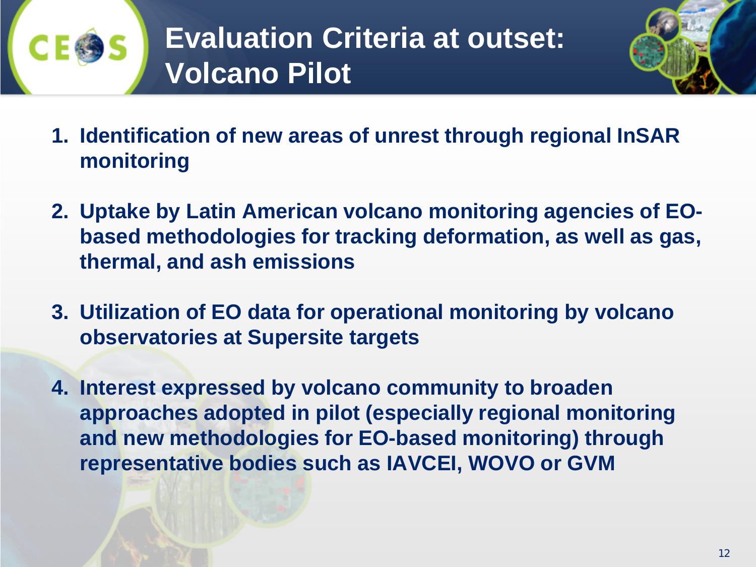# Evaluation Criteria at outset: Volcano Pilot

1. **Identification of new areas of unrest through regional InSAR monitoring**
2. **Uptake by Latin American volcano monitoring agencies of EO-based methodologies for tracking deformation, as well as gas, thermal, and ash emissions**
3. **Utilization of EO data for operational monitoring by volcano observatories at Supersite targets**
4. **Interest expressed by volcano community to broaden approaches adopted in pilot (especially regional monitoring and new methodologies for EO-based monitoring) through representative bodies such as IAVCEI, WOVO or GVM**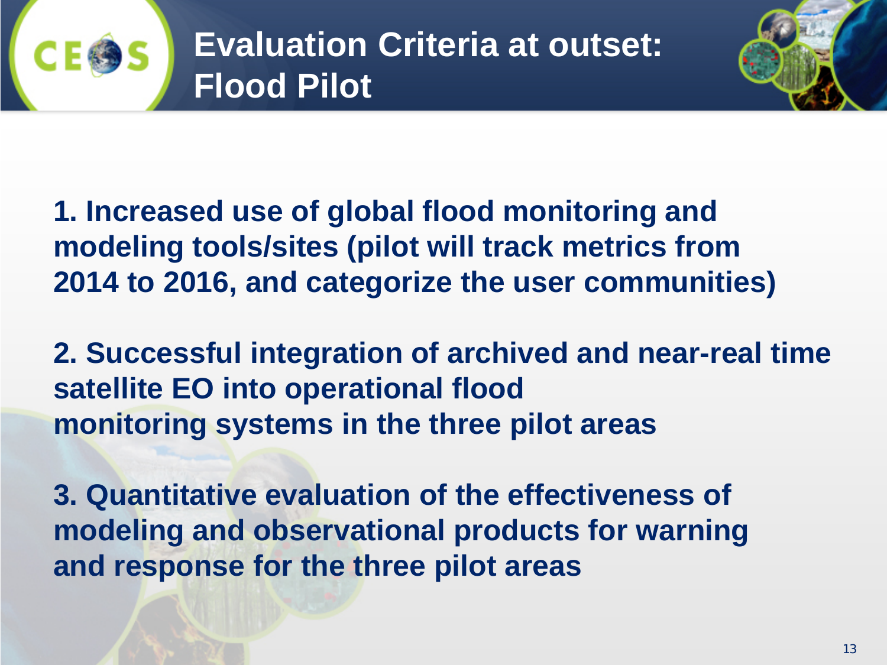# Evaluation Criteria at outset: Flood Pilot

**1. Increased use of global flood monitoring and modeling tools/sites (pilot will track metrics from 2014 to 2016, and categorize the user communities)**

**2. Successful integration of archived and near-real time satellite EO into operational flood monitoring systems in the three pilot areas**

**3. Quantitative evaluation of the effectiveness of modeling and observational products for warning and response for the three pilot areas**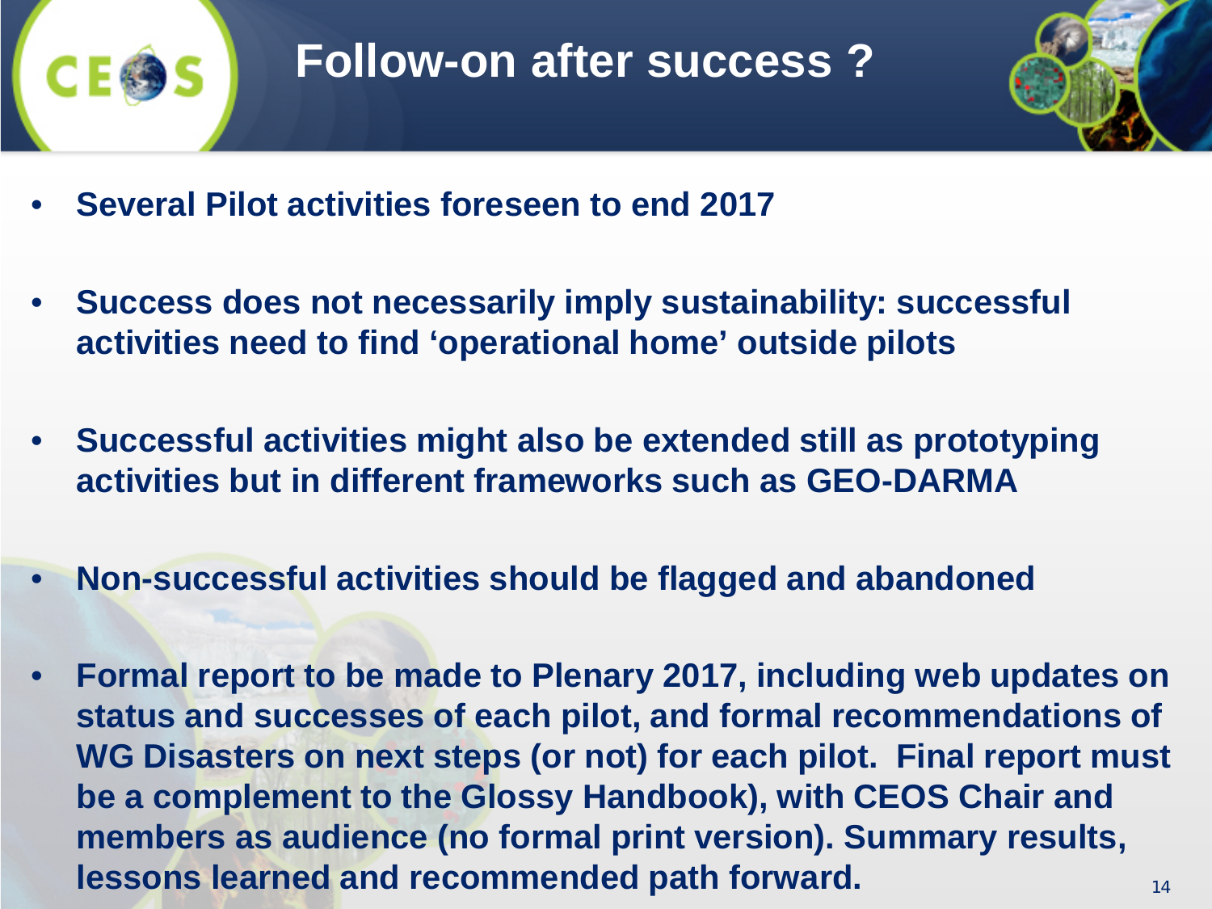# Follow-on after success ?

- **Several Pilot activities foreseen to end 2017**
- **Success does not necessarily imply sustainability: successful activities need to find 'operational home' outside pilots**
- **Successful activities might also be extended still as prototyping activities but in different frameworks such as GEO-DARMA**
- **Non-successful activities should be flagged and abandoned**
- **Formal report to be made to Plenary 2017, including web updates on status and successes of each pilot, and formal recommendations of WG Disasters on next steps (or not) for each pilot. Final report must be a complement to the Glossy Handbook), with CEOS Chair and members as audience (no formal print version). Summary results, lessons learned and recommended path forward.**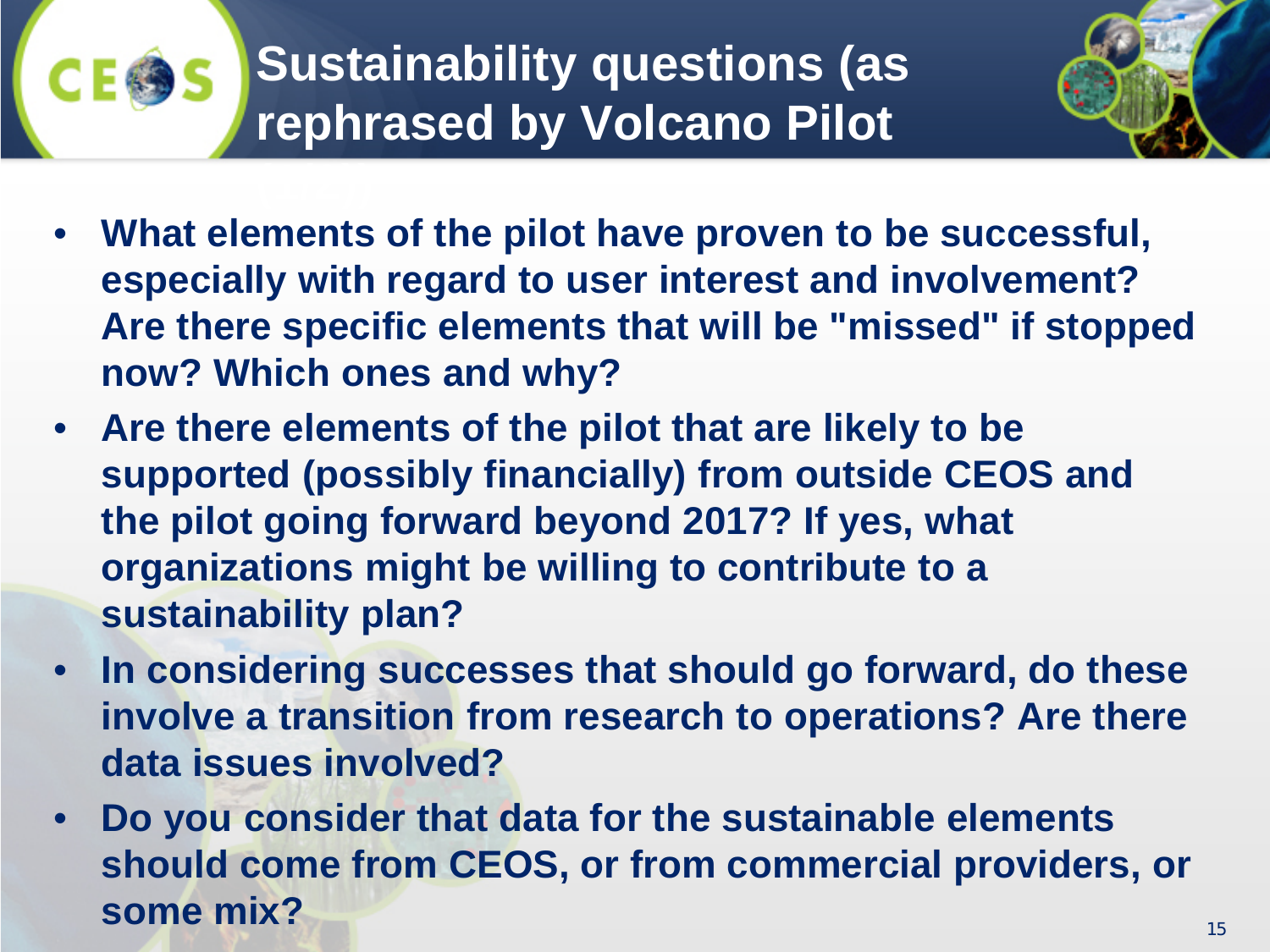# Sustainability questions (as rephrased by Volcano Pilot

- **What elements of the pilot have proven to be successful, especially with regard to user interest and involvement? Are there specific elements that will be "missed" if stopped now? Which ones and why?**
- **Are there elements of the pilot that are likely to be supported (possibly financially) from outside CEOS and the pilot going forward beyond 2017? If yes, what organizations might be willing to contribute to a sustainability plan?**
- **In considering successes that should go forward, do these involve a transition from research to operations? Are there data issues involved?**
- **Do you consider that data for the sustainable elements should come from CEOS, or from commercial providers, or some mix?**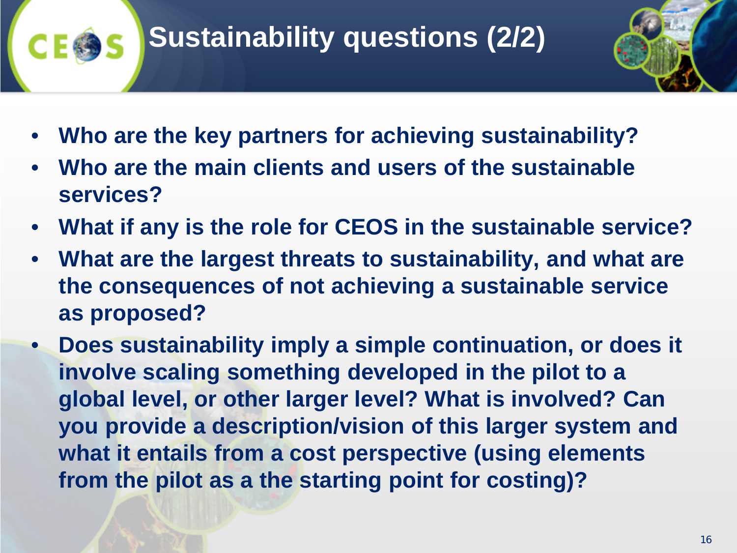# Sustainability questions (2/2)

- **Who are the key partners for achieving sustainability?**
- **Who are the main clients and users of the sustainable services?**
- **What if any is the role for CEOS in the sustainable service?**
- **What are the largest threats to sustainability, and what are the consequences of not achieving a sustainable service as proposed?**
- **Does sustainability imply a simple continuation, or does it involve scaling something developed in the pilot to a global level, or other larger level? What is involved? Can you provide a description/vision of this larger system and what it entails from a cost perspective (using elements from the pilot as a the starting point for costing)?**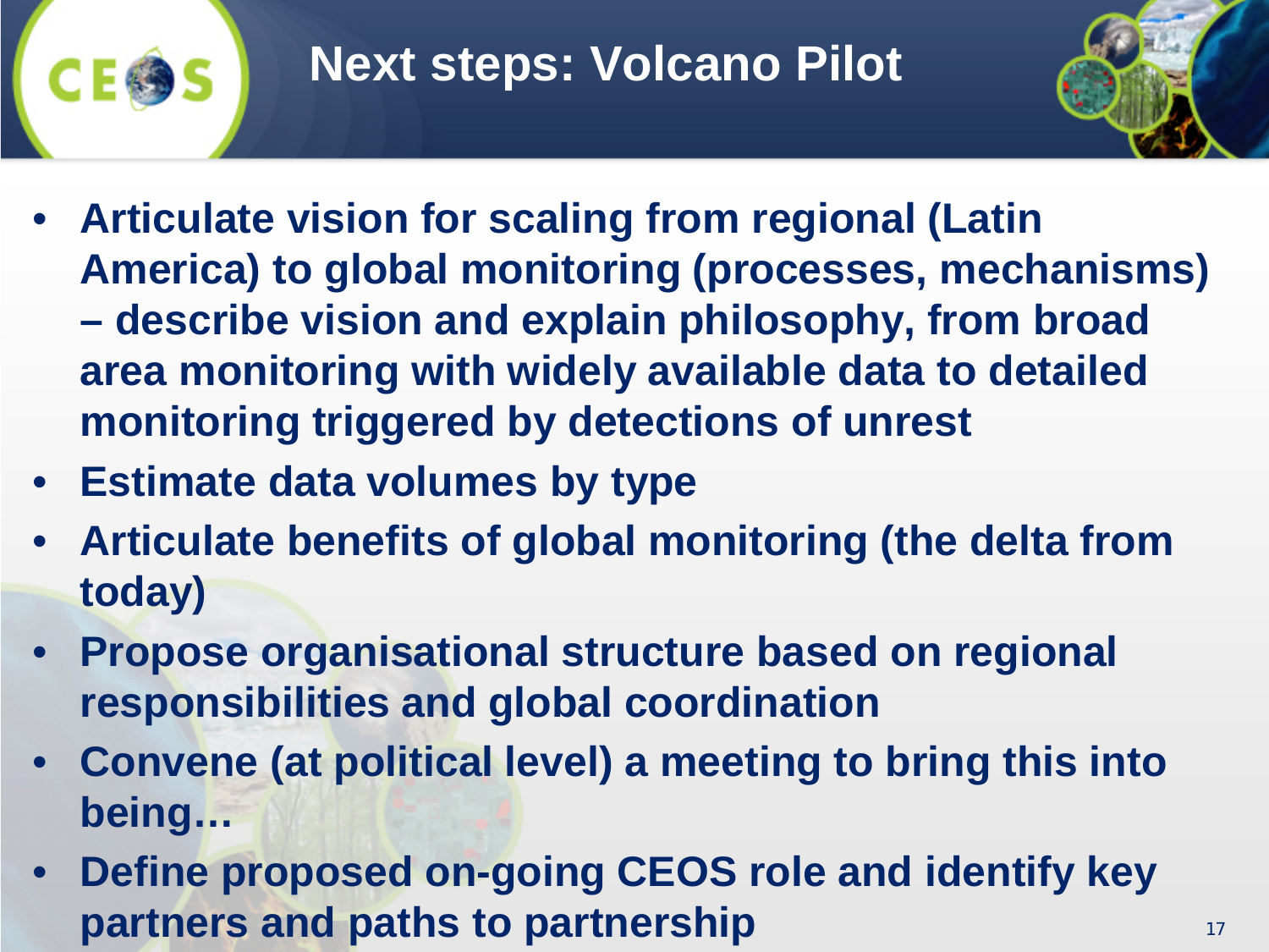# Next steps: Volcano Pilot

- **Articulate vision for scaling from regional (Latin America) to global monitoring (processes, mechanisms) – describe vision and explain philosophy, from broad area monitoring with widely available data to detailed monitoring triggered by detections of unrest**
- **Estimate data volumes by type**
- **Articulate benefits of global monitoring (the delta from today)**
- **Propose organisational structure based on regional responsibilities and global coordination**
- **Convene (at political level) a meeting to bring this into being…**
- **Define proposed on-going CEOS role and identify key partners and paths to partnership**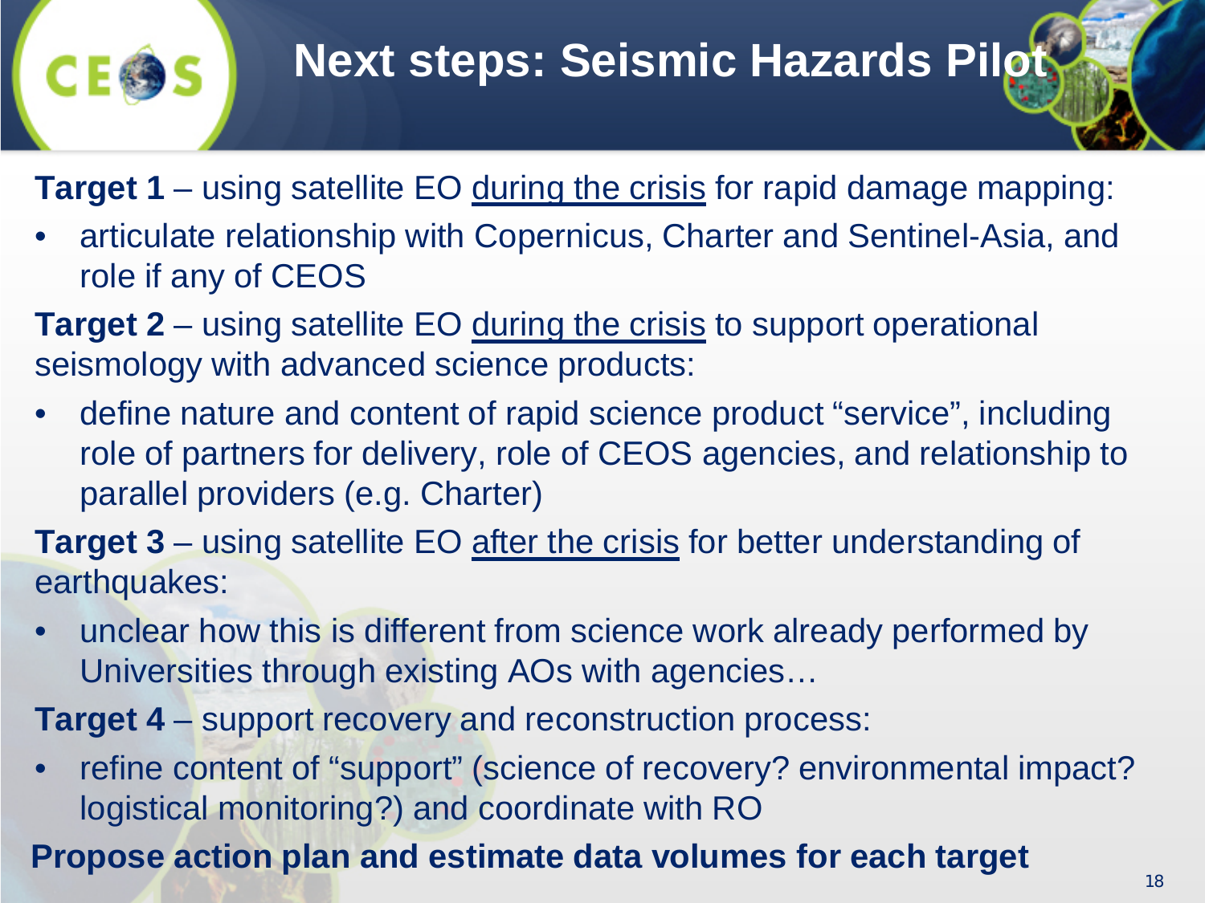# Next steps: Seismic Hazards Pilot

**Target 1** – using satellite EO during the crisis for rapid damage mapping:

- articulate relationship with Copernicus, Charter and Sentinel-Asia, and role if any of CEOS

**Target 2** – using satellite EO during the crisis to support operational seismology with advanced science products:

- define nature and content of rapid science product "service", including role of partners for delivery, role of CEOS agencies, and relationship to parallel providers (e.g. Charter)

**Target 3** – using satellite EO after the crisis for better understanding of earthquakes:

- unclear how this is different from science work already performed by Universities through existing AOs with agencies…

**Target 4** – support recovery and reconstruction process:

- refine content of "support" (science of recovery? environmental impact? logistical monitoring?) and coordinate with RO

**Propose action plan and estimate data volumes for each target**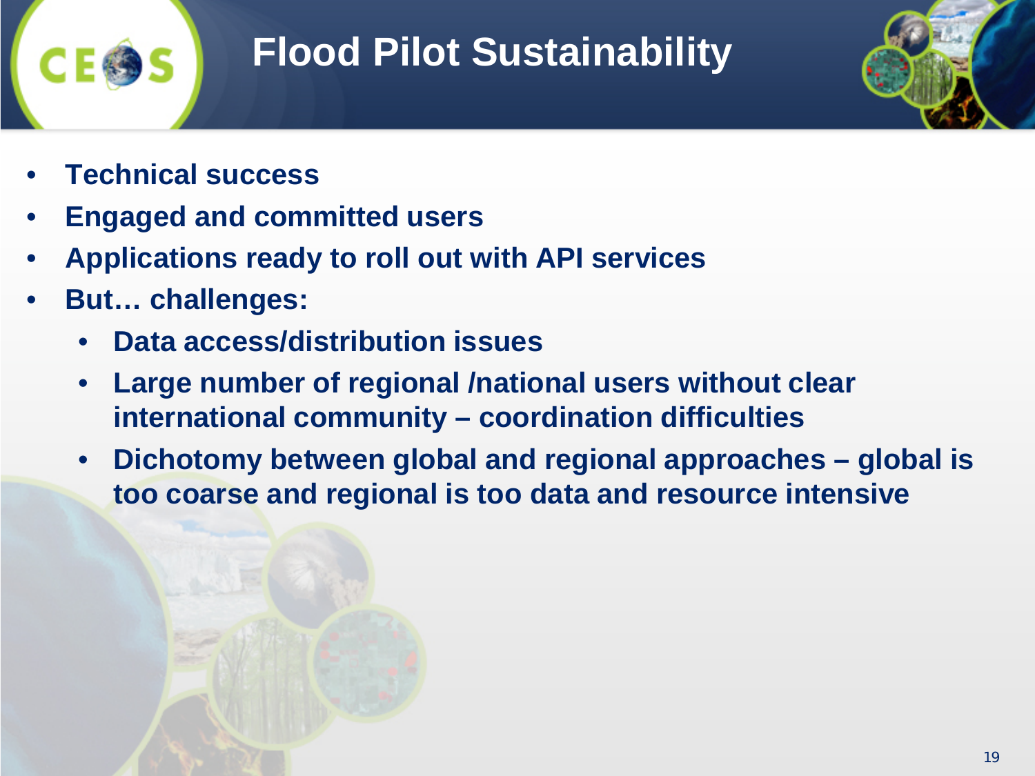# Flood Pilot Sustainability

- **Technical success**
- **Engaged and committed users**
- **Applications ready to roll out with API services**
- **But… challenges:**
  - **Data access/distribution issues**
  - **Large number of regional /national users without clear international community – coordination difficulties**
  - **Dichotomy between global and regional approaches – global is too coarse and regional is too data and resource intensive**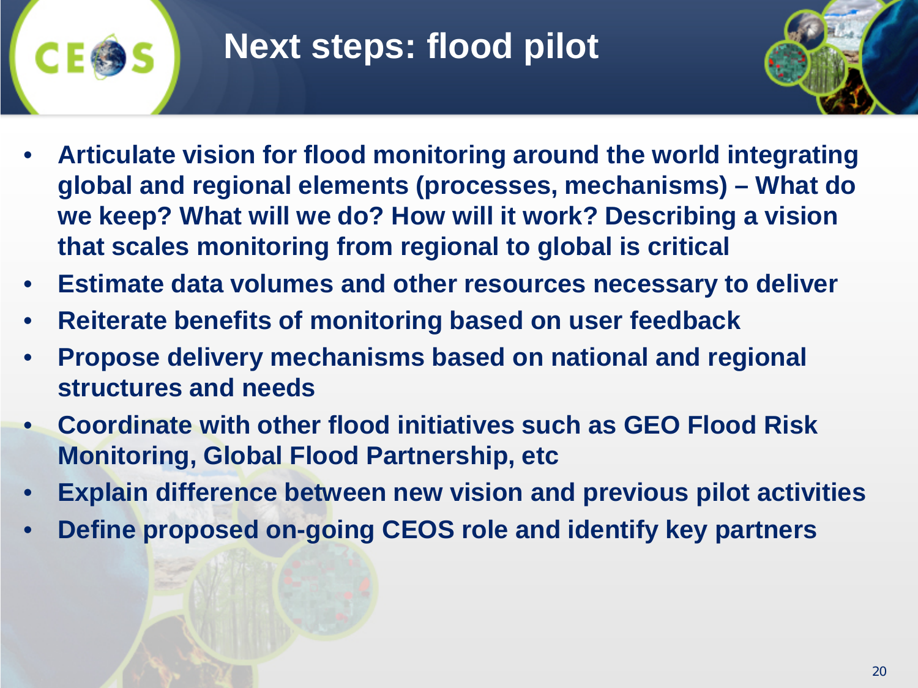# Next steps: flood pilot

- **Articulate vision for flood monitoring around the world integrating global and regional elements (processes, mechanisms) – What do we keep? What will we do? How will it work? Describing a vision that scales monitoring from regional to global is critical**
- **Estimate data volumes and other resources necessary to deliver**
- **Reiterate benefits of monitoring based on user feedback**
- **Propose delivery mechanisms based on national and regional structures and needs**
- **Coordinate with other flood initiatives such as GEO Flood Risk Monitoring, Global Flood Partnership, etc**
- **Explain difference between new vision and previous pilot activities**
- **Define proposed on-going CEOS role and identify key partners**